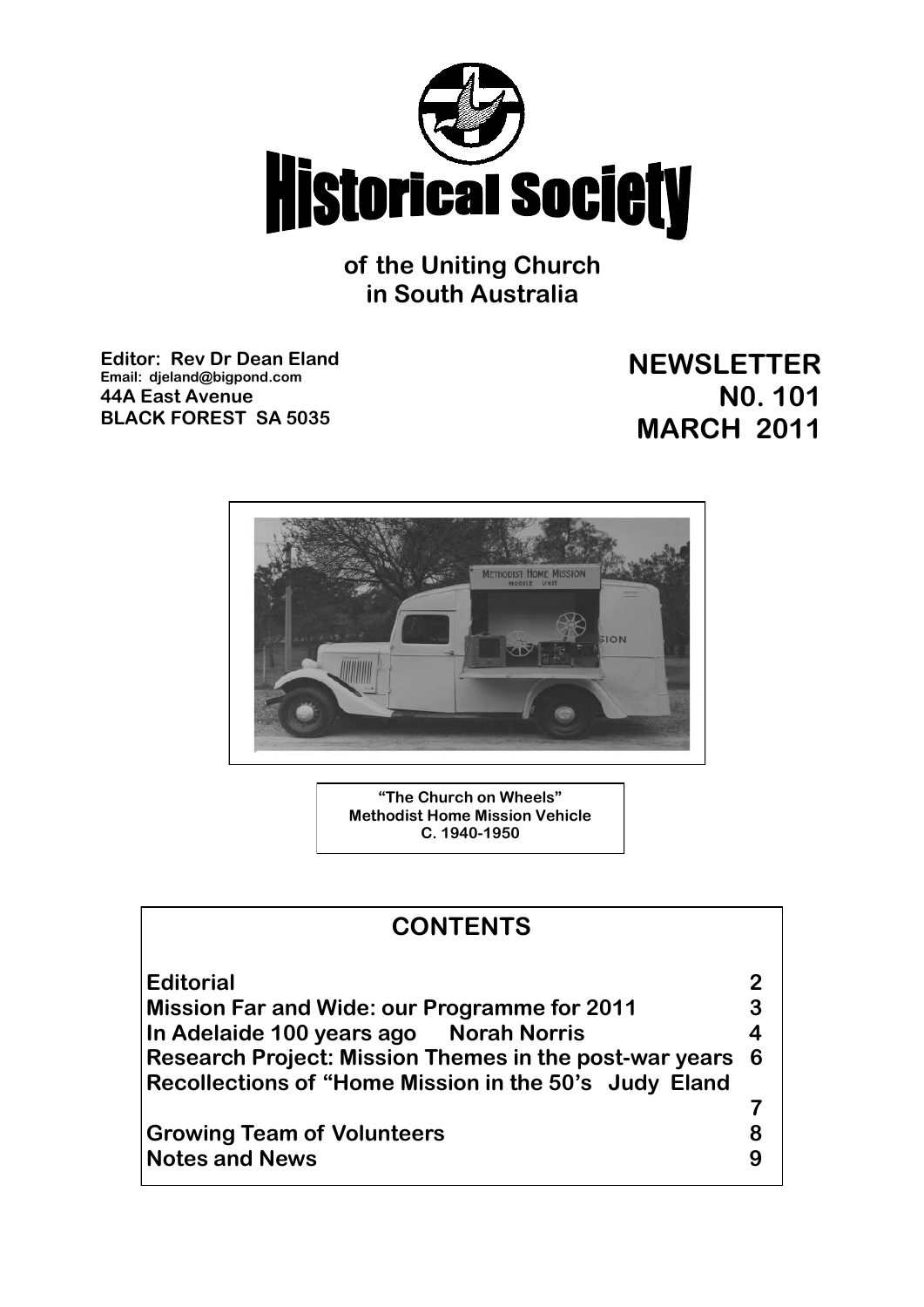# Historical Society

**of the Uniting Church in South Australia**

**Editor: Rev Dr Dean Eland**
**Email: djeland@bigpond.com**
**44A East Avenue**
**BLACK FOREST SA 5035**

**NEWSLETTER**
**N0. 101**
**MARCH 2011**

**"The Church on Wheels"**
**Methodist Home Mission Vehicle**
**C. 1940-1950**

## CONTENTS

| | |
|---|---|
| Editorial | 2 |
| Mission Far and Wide: our Programme for 2011 | 3 |
| In Adelaide 100 years ago Norah Norris | 4 |
| Research Project: Mission Themes in the post-war years | 6 |
| Recollections of "Home Mission in the 50's Judy Eland | 7 |
| Growing Team of Volunteers | 8 |
| Notes and News | 9 |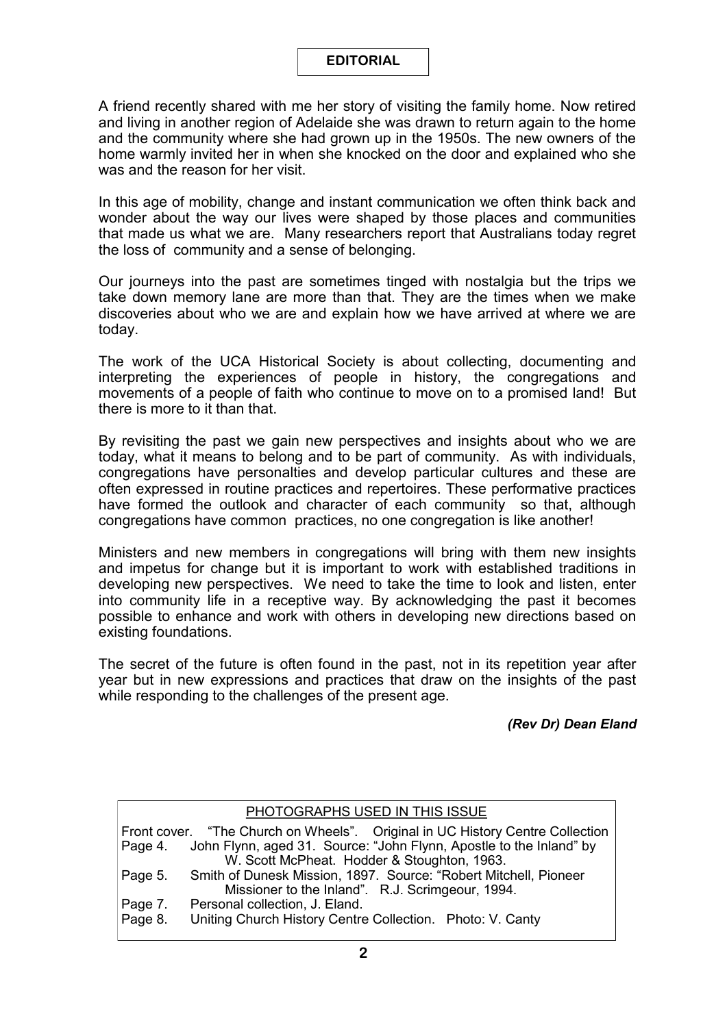# EDITORIAL

A friend recently shared with me her story of visiting the family home. Now retired and living in another region of Adelaide she was drawn to return again to the home and the community where she had grown up in the 1950s. The new owners of the home warmly invited her in when she knocked on the door and explained who she was and the reason for her visit.

In this age of mobility, change and instant communication we often think back and wonder about the way our lives were shaped by those places and communities that made us what we are. Many researchers report that Australians today regret the loss of community and a sense of belonging.

Our journeys into the past are sometimes tinged with nostalgia but the trips we take down memory lane are more than that. They are the times when we make discoveries about who we are and explain how we have arrived at where we are today.

The work of the UCA Historical Society is about collecting, documenting and interpreting the experiences of people in history, the congregations and movements of a people of faith who continue to move on to a promised land! But there is more to it than that.

By revisiting the past we gain new perspectives and insights about who we are today, what it means to belong and to be part of community. As with individuals, congregations have personalties and develop particular cultures and these are often expressed in routine practices and repertoires. These performative practices have formed the outlook and character of each community so that, although congregations have common practices, no one congregation is like another!

Ministers and new members in congregations will bring with them new insights and impetus for change but it is important to work with established traditions in developing new perspectives. We need to take the time to look and listen, enter into community life in a receptive way. By acknowledging the past it becomes possible to enhance and work with others in developing new directions based on existing foundations.

The secret of the future is often found in the past, not in its repetition year after year but in new expressions and practices that draw on the insights of the past while responding to the challenges of the present age.

***(Rev Dr) Dean Eland***

---

PHOTOGRAPHS USED IN THIS ISSUE

Front cover. "The Church on Wheels". Original in UC History Centre Collection
Page 4. John Flynn, aged 31. Source: "John Flynn, Apostle to the Inland" by W. Scott McPheat. Hodder & Stoughton, 1963.
Page 5. Smith of Dunesk Mission, 1897. Source: "Robert Mitchell, Pioneer Missioner to the Inland". R.J. Scrimgeour, 1994.
Page 7. Personal collection, J. Eland.
Page 8. Uniting Church History Centre Collection. Photo: V. Canty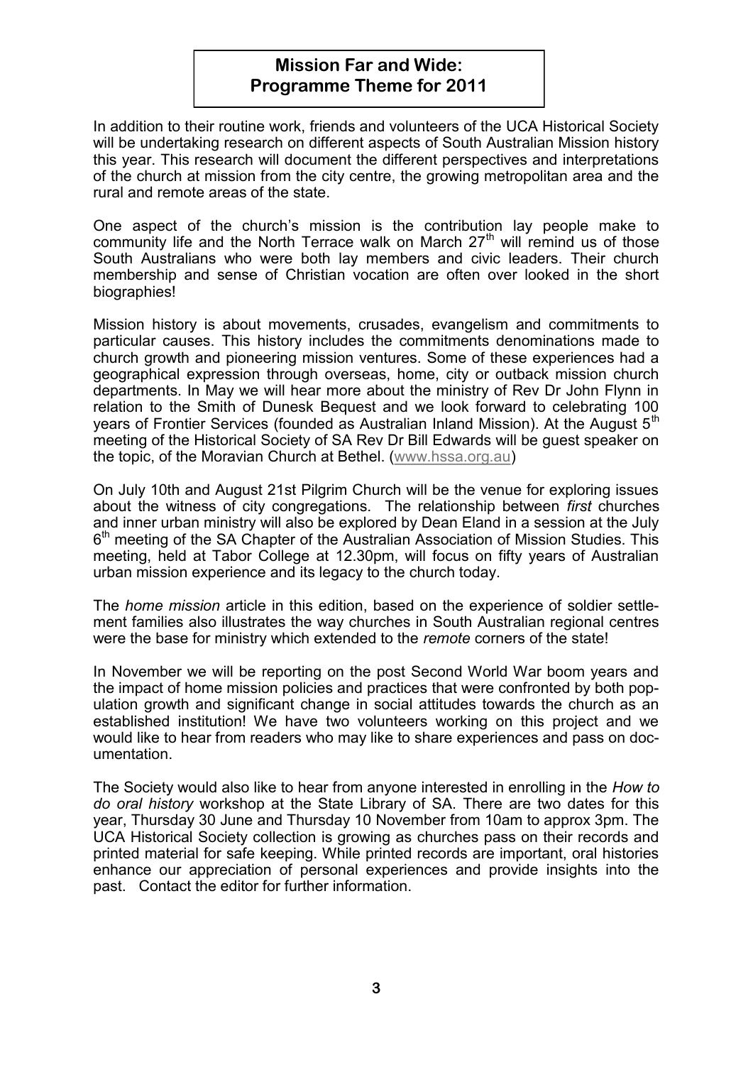## Mission Far and Wide: Programme Theme for 2011

In addition to their routine work, friends and volunteers of the UCA Historical Society will be undertaking research on different aspects of South Australian Mission history this year. This research will document the different perspectives and interpretations of the church at mission from the city centre, the growing metropolitan area and the rural and remote areas of the state.

One aspect of the church's mission is the contribution lay people make to community life and the North Terrace walk on March 27th will remind us of those South Australians who were both lay members and civic leaders. Their church membership and sense of Christian vocation are often over looked in the short biographies!

Mission history is about movements, crusades, evangelism and commitments to particular causes. This history includes the commitments denominations made to church growth and pioneering mission ventures. Some of these experiences had a geographical expression through overseas, home, city or outback mission church departments. In May we will hear more about the ministry of Rev Dr John Flynn in relation to the Smith of Dunesk Bequest and we look forward to celebrating 100 years of Frontier Services (founded as Australian Inland Mission). At the August 5th meeting of the Historical Society of SA Rev Dr Bill Edwards will be guest speaker on the topic, of the Moravian Church at Bethel. (www.hssa.org.au)

On July 10th and August 21st Pilgrim Church will be the venue for exploring issues about the witness of city congregations. The relationship between *first* churches and inner urban ministry will also be explored by Dean Eland in a session at the July 6th meeting of the SA Chapter of the Australian Association of Mission Studies. This meeting, held at Tabor College at 12.30pm, will focus on fifty years of Australian urban mission experience and its legacy to the church today.

The *home mission* article in this edition, based on the experience of soldier settlement families also illustrates the way churches in South Australian regional centres were the base for ministry which extended to the *remote* corners of the state!

In November we will be reporting on the post Second World War boom years and the impact of home mission policies and practices that were confronted by both population growth and significant change in social attitudes towards the church as an established institution! We have two volunteers working on this project and we would like to hear from readers who may like to share experiences and pass on documentation.

The Society would also like to hear from anyone interested in enrolling in the *How to do oral history* workshop at the State Library of SA. There are two dates for this year, Thursday 30 June and Thursday 10 November from 10am to approx 3pm. The UCA Historical Society collection is growing as churches pass on their records and printed material for safe keeping. While printed records are important, oral histories enhance our appreciation of personal experiences and provide insights into the past. Contact the editor for further information.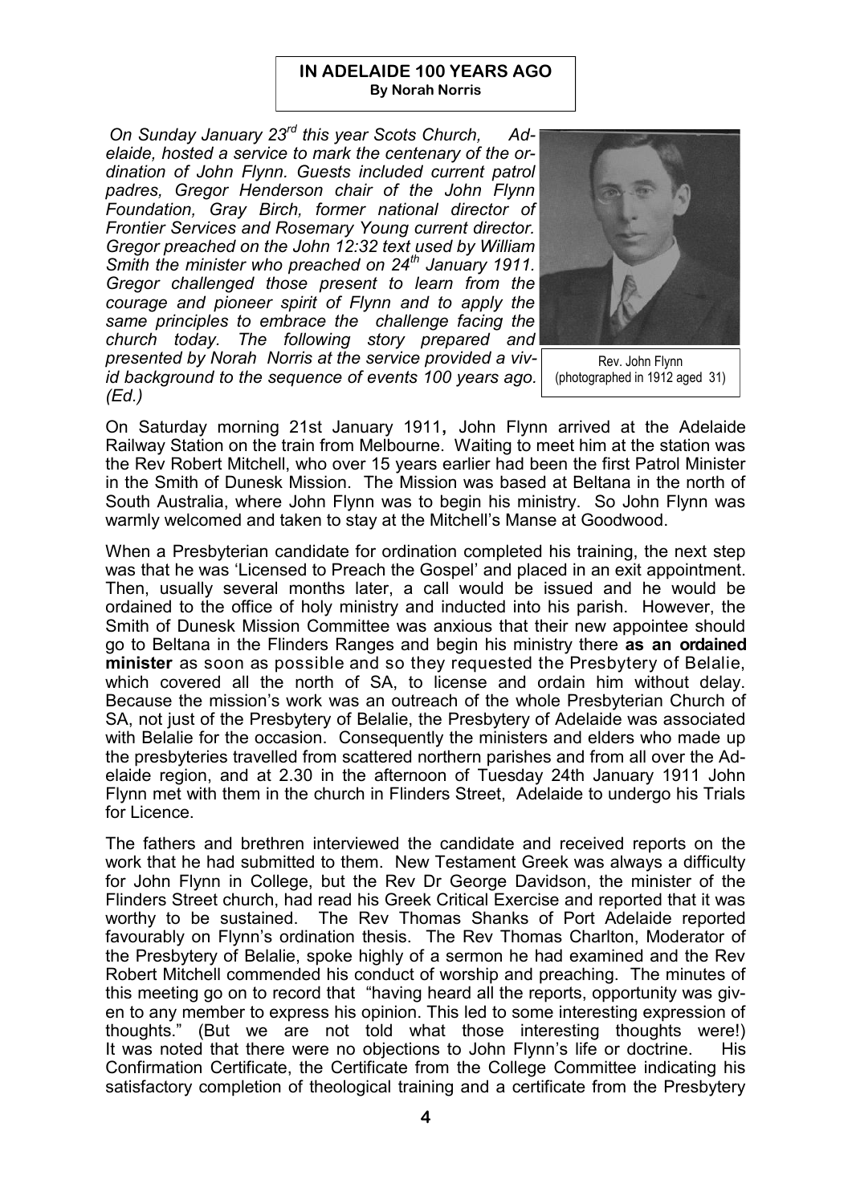**IN ADELAIDE 100 YEARS AGO**
**By Norah Norris**

*On Sunday January 23rd this year Scots Church, Adelaide, hosted a service to mark the centenary of the ordination of John Flynn. Guests included current patrol padres, Gregor Henderson chair of the John Flynn Foundation, Gray Birch, former national director of Frontier Services and Rosemary Young current director. Gregor preached on the John 12:32 text used by William Smith the minister who preached on 24th January 1911. Gregor challenged those present to learn from the courage and pioneer spirit of Flynn and to apply the same principles to embrace the challenge facing the church today. The following story prepared and presented by Norah Norris at the service provided a vivid background to the sequence of events 100 years ago. (Ed.)*

Rev. John Flynn
(photographed in 1912 aged 31)

On Saturday morning 21st January 1911**,** John Flynn arrived at the Adelaide Railway Station on the train from Melbourne. Waiting to meet him at the station was the Rev Robert Mitchell, who over 15 years earlier had been the first Patrol Minister in the Smith of Dunesk Mission. The Mission was based at Beltana in the north of South Australia, where John Flynn was to begin his ministry. So John Flynn was warmly welcomed and taken to stay at the Mitchell's Manse at Goodwood.

When a Presbyterian candidate for ordination completed his training, the next step was that he was 'Licensed to Preach the Gospel' and placed in an exit appointment. Then, usually several months later, a call would be issued and he would be ordained to the office of holy ministry and inducted into his parish. However, the Smith of Dunesk Mission Committee was anxious that their new appointee should go to Beltana in the Flinders Ranges and begin his ministry there **as an ordained minister** as soon as possible and so they requested the Presbytery of Belalie, which covered all the north of SA, to license and ordain him without delay. Because the mission's work was an outreach of the whole Presbyterian Church of SA, not just of the Presbytery of Belalie, the Presbytery of Adelaide was associated with Belalie for the occasion. Consequently the ministers and elders who made up the presbyteries travelled from scattered northern parishes and from all over the Adelaide region, and at 2.30 in the afternoon of Tuesday 24th January 1911 John Flynn met with them in the church in Flinders Street, Adelaide to undergo his Trials for Licence.

The fathers and brethren interviewed the candidate and received reports on the work that he had submitted to them. New Testament Greek was always a difficulty for John Flynn in College, but the Rev Dr George Davidson, the minister of the Flinders Street church, had read his Greek Critical Exercise and reported that it was worthy to be sustained. The Rev Thomas Shanks of Port Adelaide reported favourably on Flynn's ordination thesis. The Rev Thomas Charlton, Moderator of the Presbytery of Belalie, spoke highly of a sermon he had examined and the Rev Robert Mitchell commended his conduct of worship and preaching. The minutes of this meeting go on to record that "having heard all the reports, opportunity was given to any member to express his opinion. This led to some interesting expression of thoughts." (But we are not told what those interesting thoughts were!) It was noted that there were no objections to John Flynn's life or doctrine. His Confirmation Certificate, the Certificate from the College Committee indicating his satisfactory completion of theological training and a certificate from the Presbytery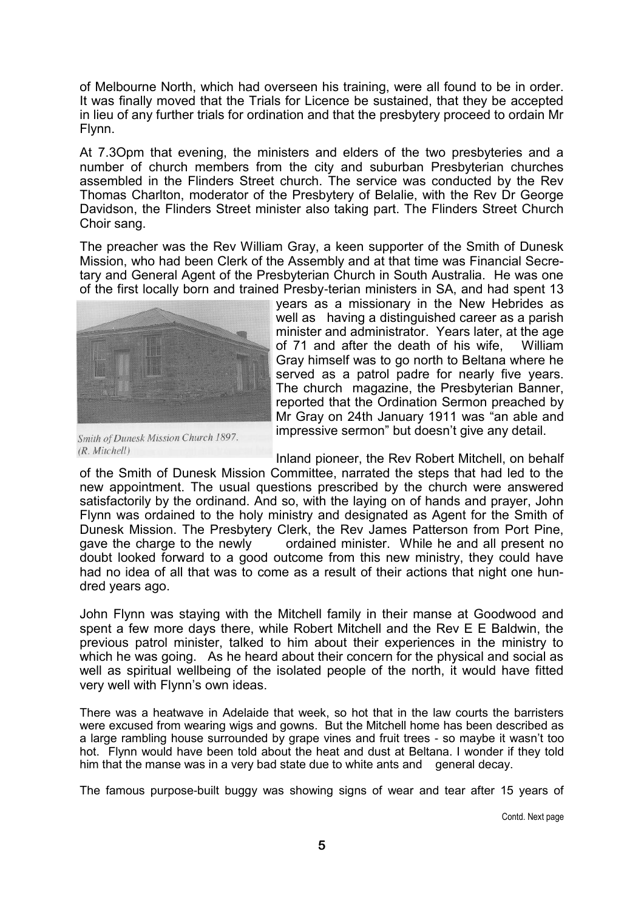of Melbourne North, which had overseen his training, were all found to be in order. It was finally moved that the Trials for Licence be sustained, that they be accepted in lieu of any further trials for ordination and that the presbytery proceed to ordain Mr Flynn.

At 7.3Opm that evening, the ministers and elders of the two presbyteries and a number of church members from the city and suburban Presbyterian churches assembled in the Flinders Street church. The service was conducted by the Rev Thomas Charlton, moderator of the Presbytery of Belalie, with the Rev Dr George Davidson, the Flinders Street minister also taking part. The Flinders Street Church Choir sang.

The preacher was the Rev William Gray, a keen supporter of the Smith of Dunesk Mission, who had been Clerk of the Assembly and at that time was Financial Secretary and General Agent of the Presbyterian Church in South Australia. He was one of the first locally born and trained Presby-terian ministers in SA, and had spent 13 years as a missionary in the New Hebrides as well as having a distinguished career as a parish minister and administrator. Years later, at the age of 71 and after the death of his wife, William Gray himself was to go north to Beltana where he served as a patrol padre for nearly five years. The church magazine, the Presbyterian Banner, reported that the Ordination Sermon preached by Mr Gray on 24th January 1911 was "an able and impressive sermon" but doesn't give any detail.

*Smith of Dunesk Mission Church 1897. (R. Mitchell)*

Inland pioneer, the Rev Robert Mitchell, on behalf of the Smith of Dunesk Mission Committee, narrated the steps that had led to the new appointment. The usual questions prescribed by the church were answered satisfactorily by the ordinand. And so, with the laying on of hands and prayer, John Flynn was ordained to the holy ministry and designated as Agent for the Smith of Dunesk Mission. The Presbytery Clerk, the Rev James Patterson from Port Pine, gave the charge to the newly ordained minister. While he and all present no doubt looked forward to a good outcome from this new ministry, they could have had no idea of all that was to come as a result of their actions that night one hundred years ago.

John Flynn was staying with the Mitchell family in their manse at Goodwood and spent a few more days there, while Robert Mitchell and the Rev E E Baldwin, the previous patrol minister, talked to him about their experiences in the ministry to which he was going. As he heard about their concern for the physical and social as well as spiritual wellbeing of the isolated people of the north, it would have fitted very well with Flynn's own ideas.

There was a heatwave in Adelaide that week, so hot that in the law courts the barristers were excused from wearing wigs and gowns. But the Mitchell home has been described as a large rambling house surrounded by grape vines and fruit trees - so maybe it wasn't too hot. Flynn would have been told about the heat and dust at Beltana. I wonder if they told him that the manse was in a very bad state due to white ants and general decay.

The famous purpose-built buggy was showing signs of wear and tear after 15 years of

Contd. Next page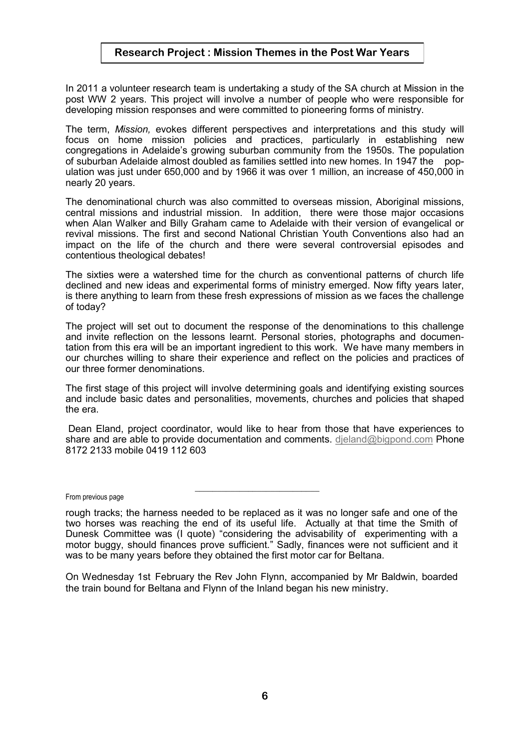## Research Project : Mission Themes in the Post War Years

In 2011 a volunteer research team is undertaking a study of the SA church at Mission in the post WW 2 years. This project will involve a number of people who were responsible for developing mission responses and were committed to pioneering forms of ministry.

The term, *Mission,* evokes different perspectives and interpretations and this study will focus on home mission policies and practices, particularly in establishing new congregations in Adelaide's growing suburban community from the 1950s. The population of suburban Adelaide almost doubled as families settled into new homes. In 1947 the population was just under 650,000 and by 1966 it was over 1 million, an increase of 450,000 in nearly 20 years.

The denominational church was also committed to overseas mission, Aboriginal missions, central missions and industrial mission. In addition, there were those major occasions when Alan Walker and Billy Graham came to Adelaide with their version of evangelical or revival missions. The first and second National Christian Youth Conventions also had an impact on the life of the church and there were several controversial episodes and contentious theological debates!

The sixties were a watershed time for the church as conventional patterns of church life declined and new ideas and experimental forms of ministry emerged. Now fifty years later, is there anything to learn from these fresh expressions of mission as we faces the challenge of today?

The project will set out to document the response of the denominations to this challenge and invite reflection on the lessons learnt. Personal stories, photographs and documentation from this era will be an important ingredient to this work. We have many members in our churches willing to share their experience and reflect on the policies and practices of our three former denominations.

The first stage of this project will involve determining goals and identifying existing sources and include basic dates and personalities, movements, churches and policies that shaped the era.

Dean Eland, project coordinator, would like to hear from those that have experiences to share and are able to provide documentation and comments. djeland@bigpond.com Phone 8172 2133 mobile 0419 112 603

---

From previous page

rough tracks; the harness needed to be replaced as it was no longer safe and one of the two horses was reaching the end of its useful life. Actually at that time the Smith of Dunesk Committee was (I quote) "considering the advisability of experimenting with a motor buggy, should finances prove sufficient." Sadly, finances were not sufficient and it was to be many years before they obtained the first motor car for Beltana.

On Wednesday 1st February the Rev John Flynn, accompanied by Mr Baldwin, boarded the train bound for Beltana and Flynn of the Inland began his new ministry.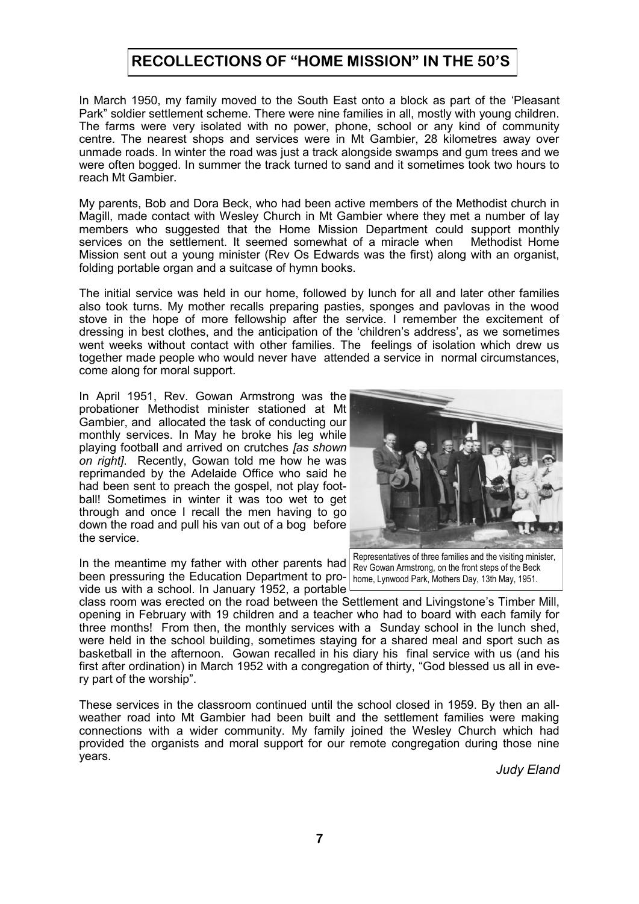# RECOLLECTIONS OF "HOME MISSION" IN THE 50'S

In March 1950, my family moved to the South East onto a block as part of the 'Pleasant Park" soldier settlement scheme. There were nine families in all, mostly with young children. The farms were very isolated with no power, phone, school or any kind of community centre. The nearest shops and services were in Mt Gambier, 28 kilometres away over unmade roads. In winter the road was just a track alongside swamps and gum trees and we were often bogged. In summer the track turned to sand and it sometimes took two hours to reach Mt Gambier.

My parents, Bob and Dora Beck, who had been active members of the Methodist church in Magill, made contact with Wesley Church in Mt Gambier where they met a number of lay members who suggested that the Home Mission Department could support monthly services on the settlement. It seemed somewhat of a miracle when Methodist Home Mission sent out a young minister (Rev Os Edwards was the first) along with an organist, folding portable organ and a suitcase of hymn books.

The initial service was held in our home, followed by lunch for all and later other families also took turns. My mother recalls preparing pasties, sponges and pavlovas in the wood stove in the hope of more fellowship after the service. I remember the excitement of dressing in best clothes, and the anticipation of the 'children's address', as we sometimes went weeks without contact with other families. The feelings of isolation which drew us together made people who would never have attended a service in normal circumstances, come along for moral support.

In April 1951, Rev. Gowan Armstrong was the probationer Methodist minister stationed at Mt Gambier, and allocated the task of conducting our monthly services. In May he broke his leg while playing football and arrived on crutches *[as shown on right]*. Recently, Gowan told me how he was reprimanded by the Adelaide Office who said he had been sent to preach the gospel, not play football! Sometimes in winter it was too wet to get through and once I recall the men having to go down the road and pull his van out of a bog before the service.

Representatives of three families and the visiting minister, Rev Gowan Armstrong, on the front steps of the Beck home, Lynwood Park, Mothers Day, 13th May, 1951.

In the meantime my father with other parents had been pressuring the Education Department to provide us with a school. In January 1952, a portable class room was erected on the road between the Settlement and Livingstone's Timber Mill, opening in February with 19 children and a teacher who had to board with each family for three months! From then, the monthly services with a Sunday school in the lunch shed, were held in the school building, sometimes staying for a shared meal and sport such as basketball in the afternoon. Gowan recalled in his diary his final service with us (and his first after ordination) in March 1952 with a congregation of thirty, "God blessed us all in every part of the worship".

These services in the classroom continued until the school closed in 1959. By then an all-weather road into Mt Gambier had been built and the settlement families were making connections with a wider community. My family joined the Wesley Church which had provided the organists and moral support for our remote congregation during those nine years.

*Judy Eland*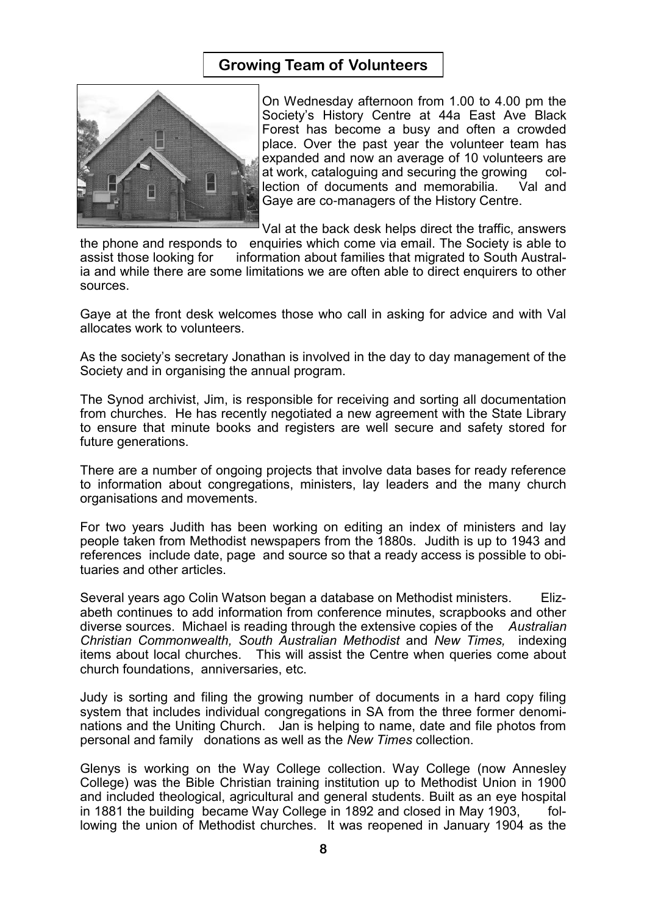## Growing Team of Volunteers

On Wednesday afternoon from 1.00 to 4.00 pm the Society's History Centre at 44a East Ave Black Forest has become a busy and often a crowded place. Over the past year the volunteer team has expanded and now an average of 10 volunteers are at work, cataloguing and securing the growing collection of documents and memorabilia. Val and Gaye are co-managers of the History Centre.

Val at the back desk helps direct the traffic, answers the phone and responds to enquiries which come via email. The Society is able to assist those looking for information about families that migrated to South Australia and while there are some limitations we are often able to direct enquirers to other sources.

Gaye at the front desk welcomes those who call in asking for advice and with Val allocates work to volunteers.

As the society's secretary Jonathan is involved in the day to day management of the Society and in organising the annual program.

The Synod archivist, Jim, is responsible for receiving and sorting all documentation from churches. He has recently negotiated a new agreement with the State Library to ensure that minute books and registers are well secure and safety stored for future generations.

There are a number of ongoing projects that involve data bases for ready reference to information about congregations, ministers, lay leaders and the many church organisations and movements.

For two years Judith has been working on editing an index of ministers and lay people taken from Methodist newspapers from the 1880s. Judith is up to 1943 and references include date, page and source so that a ready access is possible to obituaries and other articles.

Several years ago Colin Watson began a database on Methodist ministers. Elizabeth continues to add information from conference minutes, scrapbooks and other diverse sources. Michael is reading through the extensive copies of the *Australian Christian Commonwealth, South Australian Methodist* and *New Times,* indexing items about local churches. This will assist the Centre when queries come about church foundations, anniversaries, etc.

Judy is sorting and filing the growing number of documents in a hard copy filing system that includes individual congregations in SA from the three former denominations and the Uniting Church. Jan is helping to name, date and file photos from personal and family donations as well as the *New Times* collection.

Glenys is working on the Way College collection. Way College (now Annesley College) was the Bible Christian training institution up to Methodist Union in 1900 and included theological, agricultural and general students. Built as an eye hospital in 1881 the building became Way College in 1892 and closed in May 1903, following the union of Methodist churches. It was reopened in January 1904 as the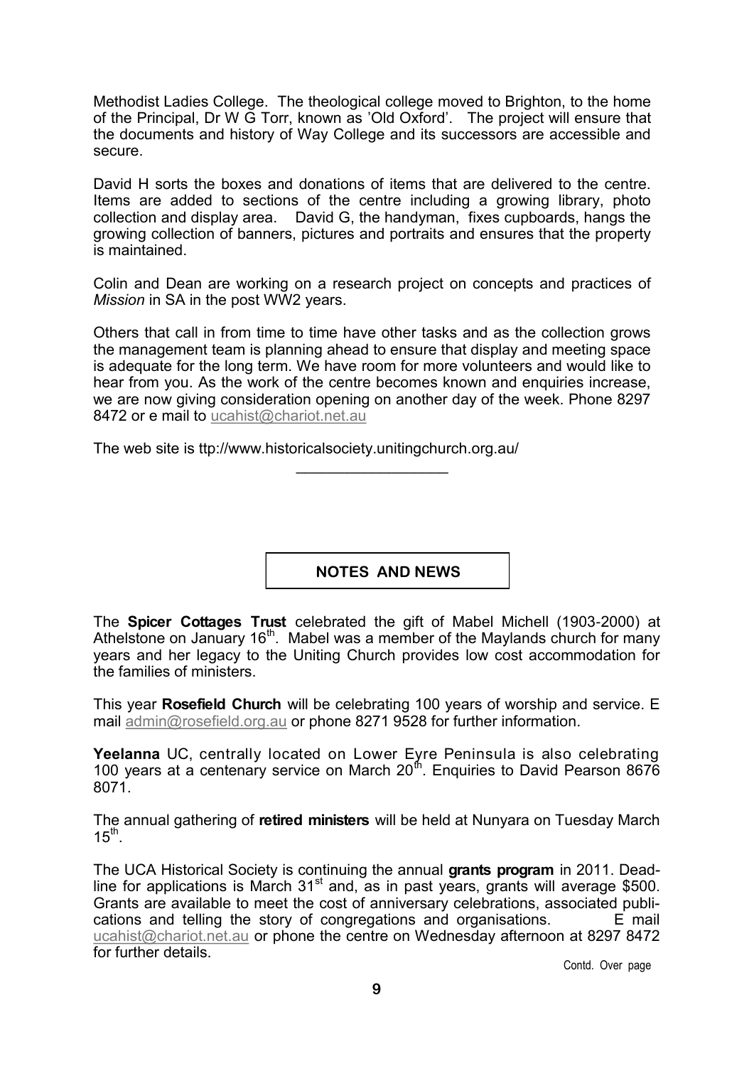Methodist Ladies College. The theological college moved to Brighton, to the home of the Principal, Dr W G Torr, known as 'Old Oxford'. The project will ensure that the documents and history of Way College and its successors are accessible and secure.

David H sorts the boxes and donations of items that are delivered to the centre. Items are added to sections of the centre including a growing library, photo collection and display area. David G, the handyman, fixes cupboards, hangs the growing collection of banners, pictures and portraits and ensures that the property is maintained.

Colin and Dean are working on a research project on concepts and practices of *Mission* in SA in the post WW2 years.

Others that call in from time to time have other tasks and as the collection grows the management team is planning ahead to ensure that display and meeting space is adequate for the long term. We have room for more volunteers and would like to hear from you. As the work of the centre becomes known and enquiries increase, we are now giving consideration opening on another day of the week. Phone 8297 8472 or e mail to ucahist@chariot.net.au

The web site is ttp://www.historicalsociety.unitingchurch.org.au/

---

## NOTES AND NEWS

The **Spicer Cottages Trust** celebrated the gift of Mabel Michell (1903-2000) at Athelstone on January 16th. Mabel was a member of the Maylands church for many years and her legacy to the Uniting Church provides low cost accommodation for the families of ministers.

This year **Rosefield Church** will be celebrating 100 years of worship and service. E mail admin@rosefield.org.au or phone 8271 9528 for further information.

**Yeelanna** UC, centrally located on Lower Eyre Peninsula is also celebrating 100 years at a centenary service on March 20th. Enquiries to David Pearson 8676 8071.

The annual gathering of **retired ministers** will be held at Nunyara on Tuesday March 15th.

The UCA Historical Society is continuing the annual **grants program** in 2011. Deadline for applications is March 31st and, as in past years, grants will average $500. Grants are available to meet the cost of anniversary celebrations, associated publications and telling the story of congregations and organisations. E mail ucahist@chariot.net.au or phone the centre on Wednesday afternoon at 8297 8472 for further details.

Contd. Over page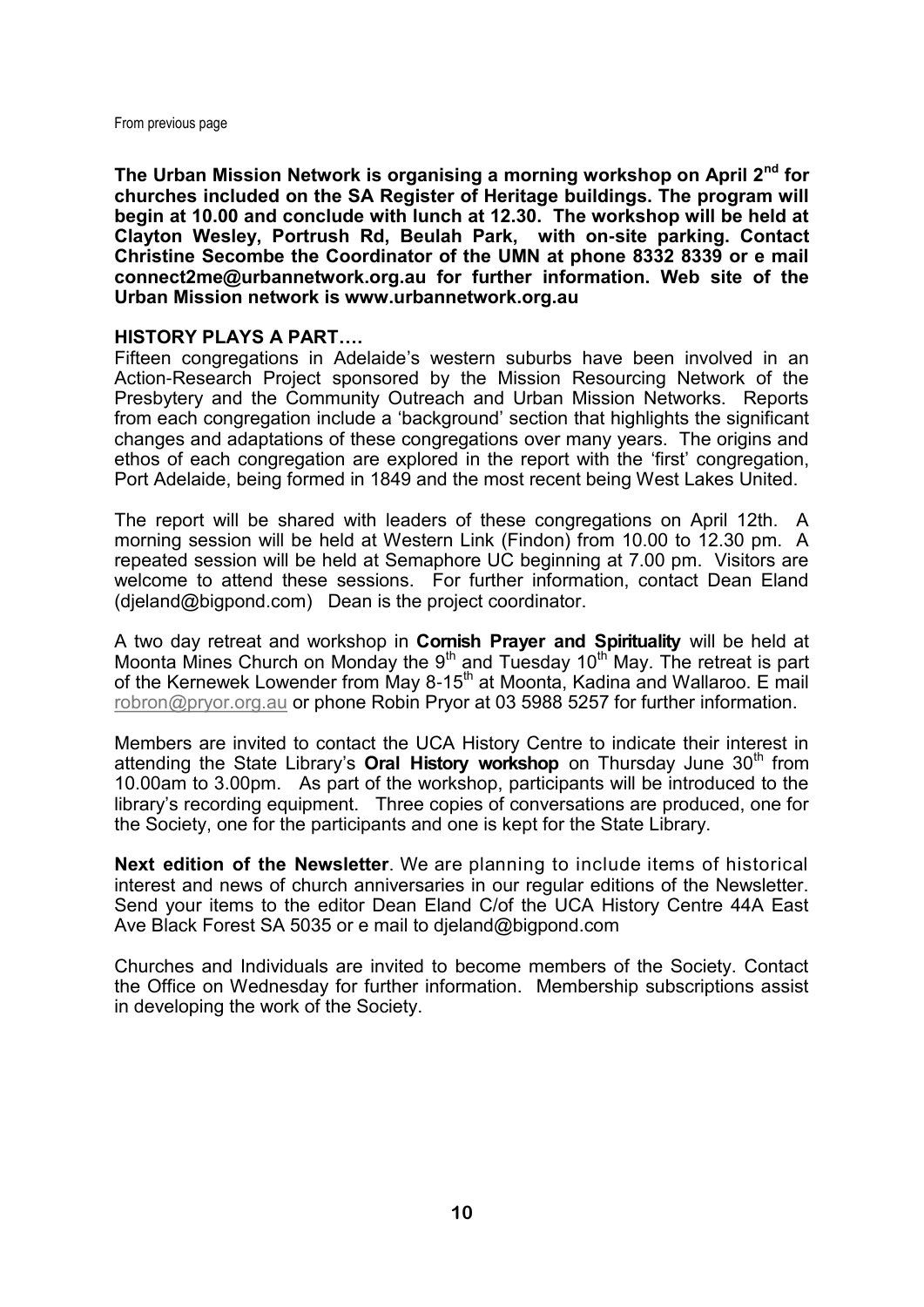From previous page

**The Urban Mission Network is organising a morning workshop on April 2nd for churches included on the SA Register of Heritage buildings. The program will begin at 10.00 and conclude with lunch at 12.30. The workshop will be held at Clayton Wesley, Portrush Rd, Beulah Park, with on-site parking. Contact Christine Secombe the Coordinator of the UMN at phone 8332 8339 or e mail connect2me@urbannetwork.org.au for further information. Web site of the Urban Mission network is www.urbannetwork.org.au**

**HISTORY PLAYS A PART….**

Fifteen congregations in Adelaide's western suburbs have been involved in an Action-Research Project sponsored by the Mission Resourcing Network of the Presbytery and the Community Outreach and Urban Mission Networks. Reports from each congregation include a 'background' section that highlights the significant changes and adaptations of these congregations over many years. The origins and ethos of each congregation are explored in the report with the 'first' congregation, Port Adelaide, being formed in 1849 and the most recent being West Lakes United.

The report will be shared with leaders of these congregations on April 12th. A morning session will be held at Western Link (Findon) from 10.00 to 12.30 pm. A repeated session will be held at Semaphore UC beginning at 7.00 pm. Visitors are welcome to attend these sessions. For further information, contact Dean Eland (djeland@bigpond.com) Dean is the project coordinator.

A two day retreat and workshop in **Cornish Prayer and Spirituality** will be held at Moonta Mines Church on Monday the 9th and Tuesday 10th May. The retreat is part of the Kernewek Lowender from May 8-15th at Moonta, Kadina and Wallaroo. E mail robron@pryor.org.au or phone Robin Pryor at 03 5988 5257 for further information.

Members are invited to contact the UCA History Centre to indicate their interest in attending the State Library's **Oral History workshop** on Thursday June 30th from 10.00am to 3.00pm. As part of the workshop, participants will be introduced to the library's recording equipment. Three copies of conversations are produced, one for the Society, one for the participants and one is kept for the State Library.

**Next edition of the Newsletter**. We are planning to include items of historical interest and news of church anniversaries in our regular editions of the Newsletter. Send your items to the editor Dean Eland C/of the UCA History Centre 44A East Ave Black Forest SA 5035 or e mail to djeland@bigpond.com

Churches and Individuals are invited to become members of the Society. Contact the Office on Wednesday for further information. Membership subscriptions assist in developing the work of the Society.